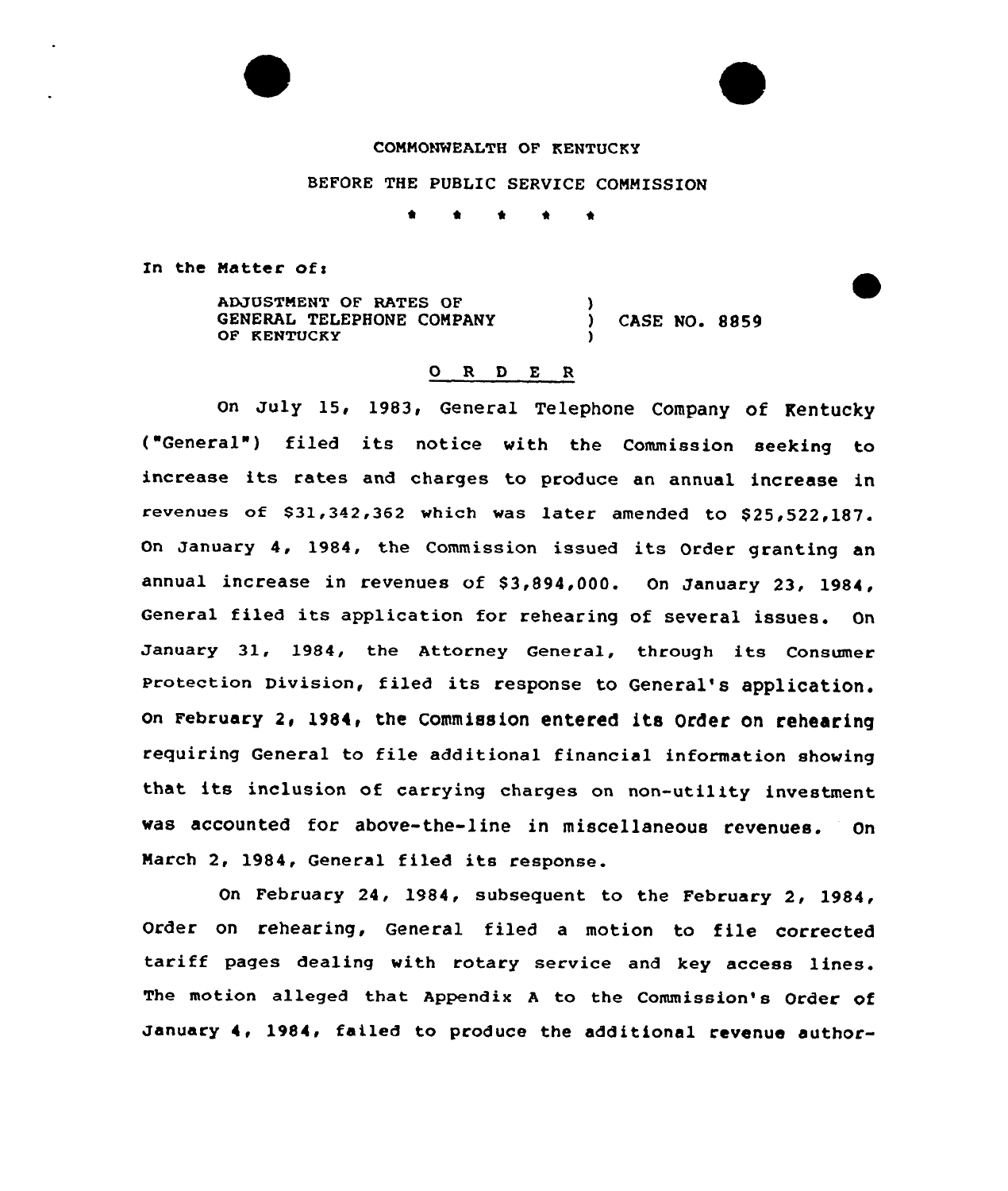COMMONWEALTH OF KENTUCKY

BEFORE THE PUBLIC SERVICE COMMISSION

\* \* \* \* \*

In the Matter of:

ADJUSTMENT OF RATES OF GENERAL TELEPHONE COMPANY OF KENTUCKY ) CASE NO. 8859

## O R D E R

On July 15, 1983, General Telephone Company of Kentucky ("General") filed its notice with the Commission seeking to increase its rates and charges to produce an annual increase in revenues of $31,342,362 which was later amended to $25,522,187. On January 4, 1984, the Commission issued its Order granting an annual increase in revenues of $3,894,000. On January 23, 1984, General filed its application for rehearing of several issues. On January 31, 1984, the Attorney General, through its Consumer Protection Division, filed its response to General's application. On February 2, 1984, the Commission entered its Order on rehearing requiring General to file additional financial information showing that its inclusion of carrying charges on non-utility investment was accounted for above-the-line in miscellaneous revenues. On March 2, 1984, General filed its response.

On February 24, 1984, subsequent to the February 2, 1984, Order on rehearing, General filed a motion to file corrected tariff pages dealing with rotary service and key access lines. The motion alleged that Appendix A to the Commission's Order of January 4, 1984, failed to produce the additional revenue author-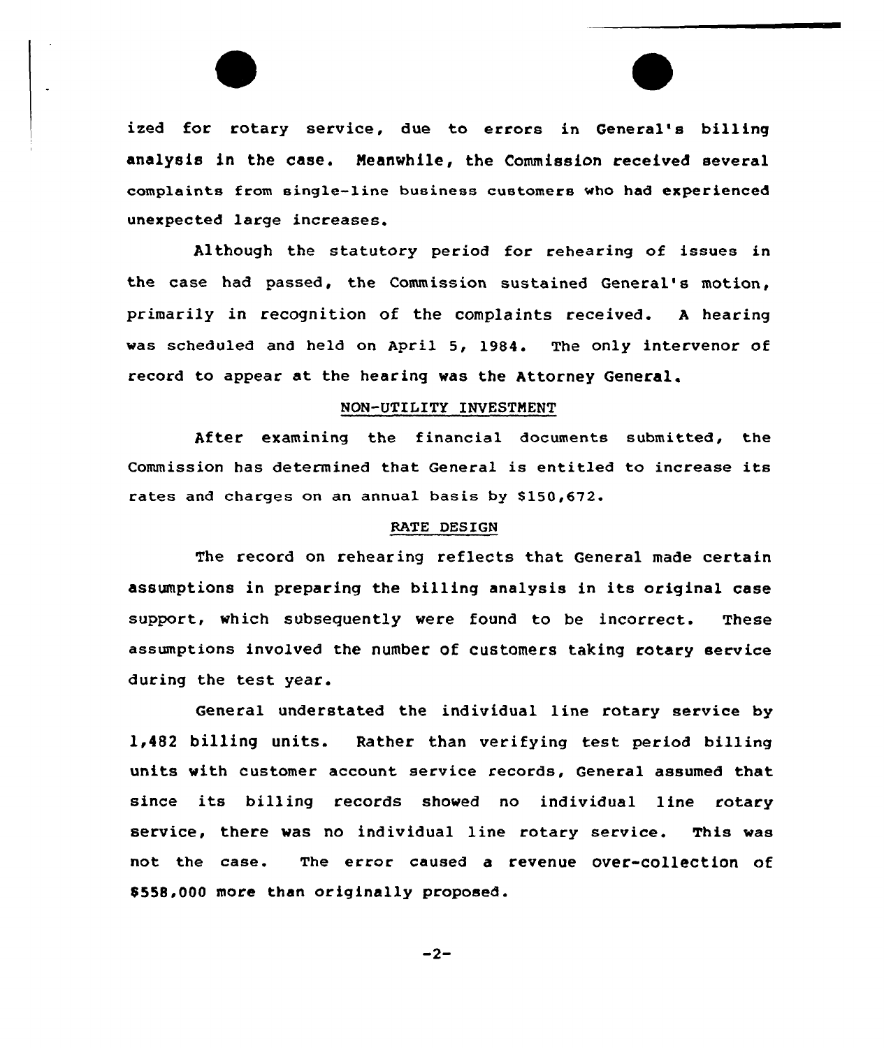ized for rotary service, due to errors in General's billing analysis in the case. Meanwhile, the Commission received several complaints from single-line business customers who had experienced unexpected large increases.

Although the statutory period for rehearing of issues in the case had passed, the Commission sustained General's motion, primarily in recognition of the complaints received. A hearing was scheduled and held on April 5, 1984. The only intervenor of record to appear at the hearing was the Attorney General.

## NON-UTILITY INVESTMENT

After examining the financial documents submitted, the Commission has determined that General is entitled to increase its rates and charges on an annual basis by $150,672.

## RATE DESIGN

The record on rehearing reflects that General made certain assumptions in preparing the billing analysis in its original case support, which subsequently were found to be incorrect. These assumptions involved the number of customers taking rotary service during the test year.

General understated the individual line rotary service by 1,482 billing units. Rather than verifying test period billing units with customer account service records, General assumed that since its billing records showed no individual line rotary service, there was no individual line rotary service. This was not the case. The error caused a revenue over-collection of $558,000 more than originally proposed.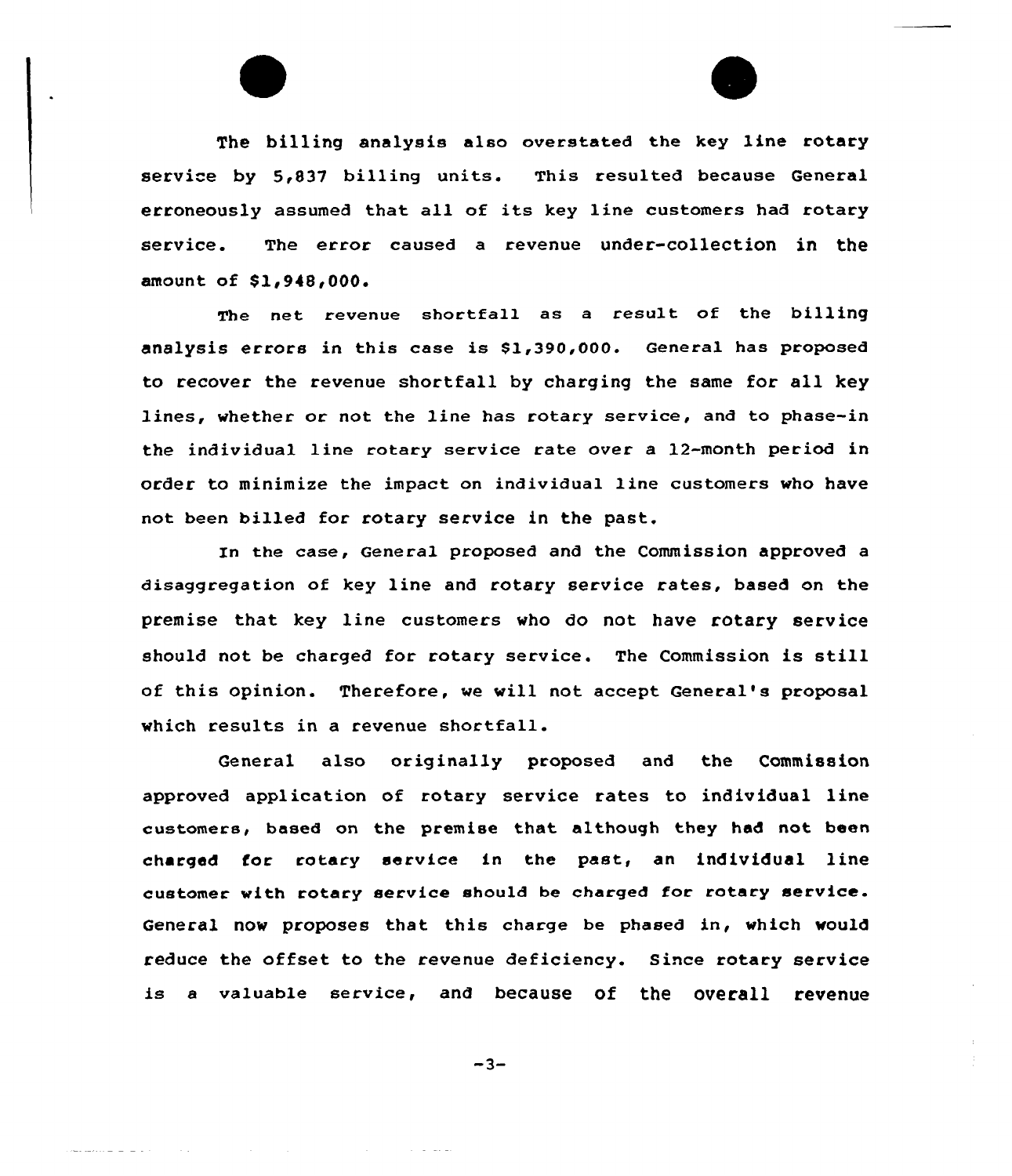The billing analysis also overstated the key line rotary service by 5,837 billing units. This resulted because General erroneously assumed that all of its key line customers had rotary service. The error caused a revenue under-collection in the amount of $1,948,000.

The net revenue shortfall as a result of the billing analysis errors in this case is $1,390,000. General has proposed to recover the revenue shortfall by charging the same for all key lines, whether or not the line has rotary service, and to phase-in the individual line rotary service rate over a 12-month period in order to minimize the impact on individual line customers who have not been billed for rotary service in the past.

In the case, General proposed and the Commission approved a disaggregation of key line and rotary service rates, based on the premise that key line customers who do not have rotary service should not be charged for rotary service. The Commission is still of this opinion. Therefore, we will not accept General's proposal which results in a revenue shortfall.

General also originally proposed and the Commission approved application of rotary service rates to individual line customers, based on the premise that although they had not been charged for rotary service in the past, an individual line customer with rotary service should be charged for rotary service. General now proposes that this charge be phased in, which would reduce the offset to the revenue deficiency. Since rotary service is a valuable service, and because of the overall revenue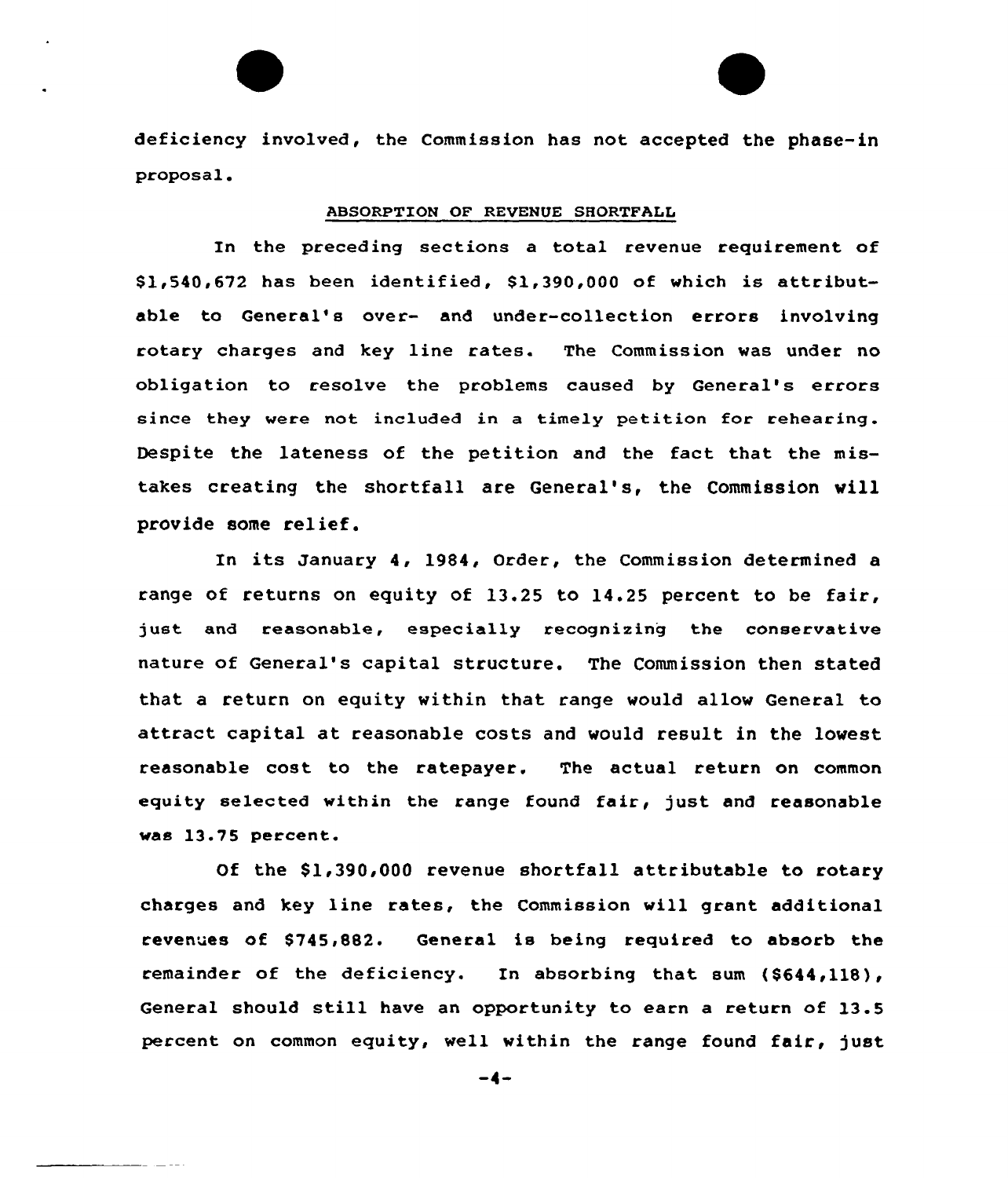deficiency involved, the Commission has not accepted the phase-in proposal.

## ABSORPTION OF REVENUE SHORTFALL

In the preceding sections a total revenue requirement of $1,540,672 has been identified, $1,390,000 of which is attributable to General's over- and under-collection errors involving rotary charges and key line rates. The Commission was under no obligation to resolve the problems caused by General's errors since they were not included in a timely petition for rehearing. Despite the lateness of the petition and the fact that the mistakes creating the shortfall are General's, the Commission will provide some relief.

In its January 4, 1984, Order, the Commission determined a range of returns on equity of 13.25 to 14.25 percent to be fair, just and reasonable, especially recognizing the conservative nature of General's capital structure. The Commission then stated that a return on equity within that range would allow General to attract capital at reasonable costs and would result in the lowest reasonable cost to the ratepayer. The actual return on common equity selected within the range found fair, just and reasonable was 13.75 percent.

Of the $1,390,000 revenue shortfall attributable to rotary charges and key line rates, the Commission will grant additional revenues of $745,882. General is being required to absorb the remainder of the deficiency. In absorbing that sum ($644,118), General should still have an opportunity to earn a return of 13.5 percent on common equity, well within the range found fair, just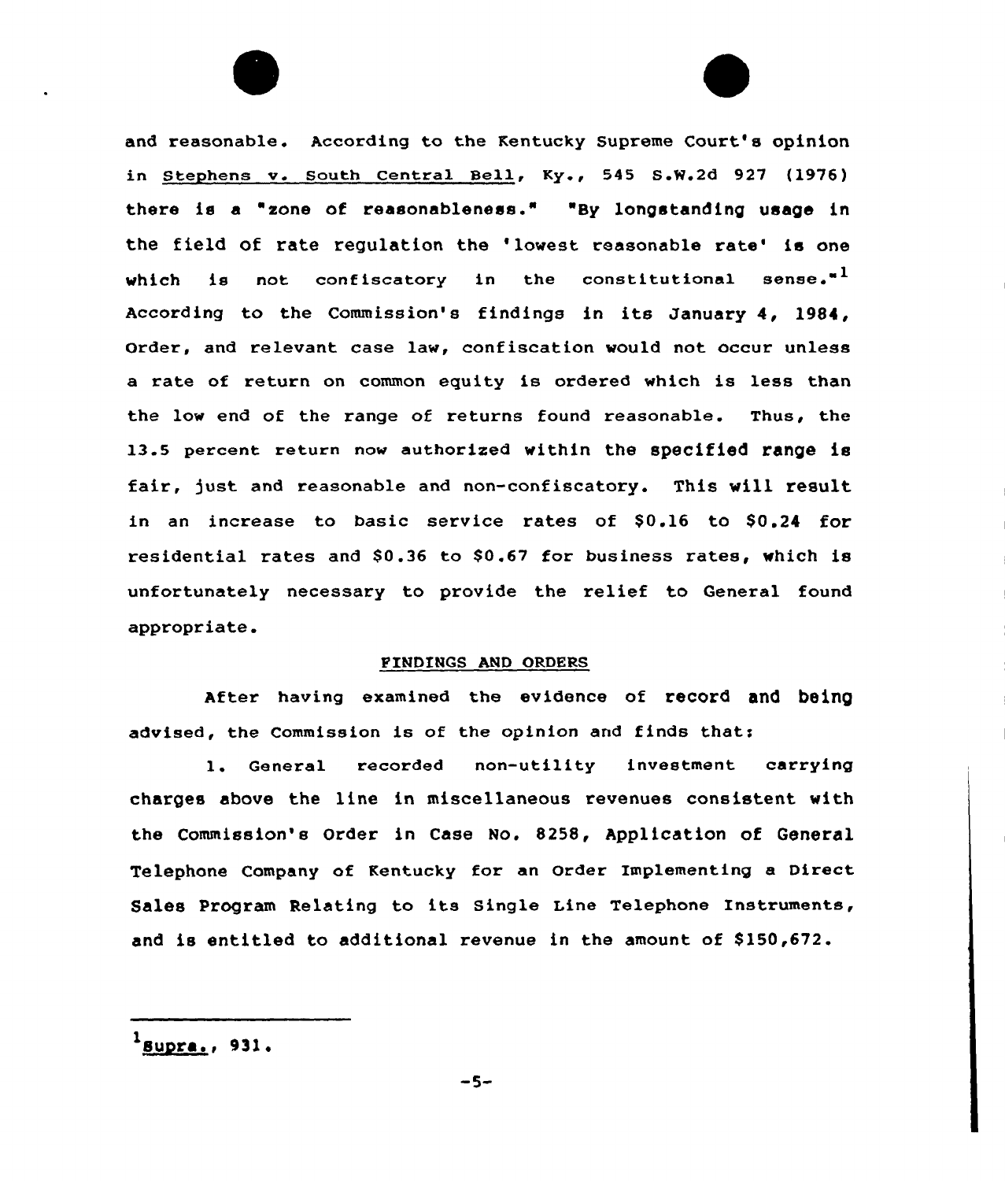and reasonable. According to the Kentucky Supreme Court's opinion in Stephens v. South Central Bell, Ky., 545 S.W.2d 927 (1976) there is a "zone of reasonableness." "By longstanding usage in the field of rate regulation the 'lowest reasonable rate' is one which is not confiscatory in the constitutional sense."[1] According to the Commission's findings in its January 4, 1984, Order, and relevant case law, confiscation would not occur unless a rate of return on common equity is ordered which is less than the low end of the range of returns found reasonable. Thus, the 13.5 percent return now authorized within the specified range is fair, just and reasonable and non-confiscatory. This will result in an increase to basic service rates of $0.16 to $0.24 for residential rates and $0.36 to $0.67 for business rates, which is unfortunately necessary to provide the relief to General found appropriate.

## FINDINGS AND ORDERS

After having examined the evidence of record and being advised, the Commission is of the opinion and finds that:

1. General recorded non-utility investment carrying charges above the line in miscellaneous revenues consistent with the Commission's Order in Case No. 8258, Application of General Telephone Company of Kentucky for an Order Implementing a Direct Sales Program Relating to its Single Line Telephone Instruments, and is entitled to additional revenue in the amount of $150,672.

---

[1] Supra., 931.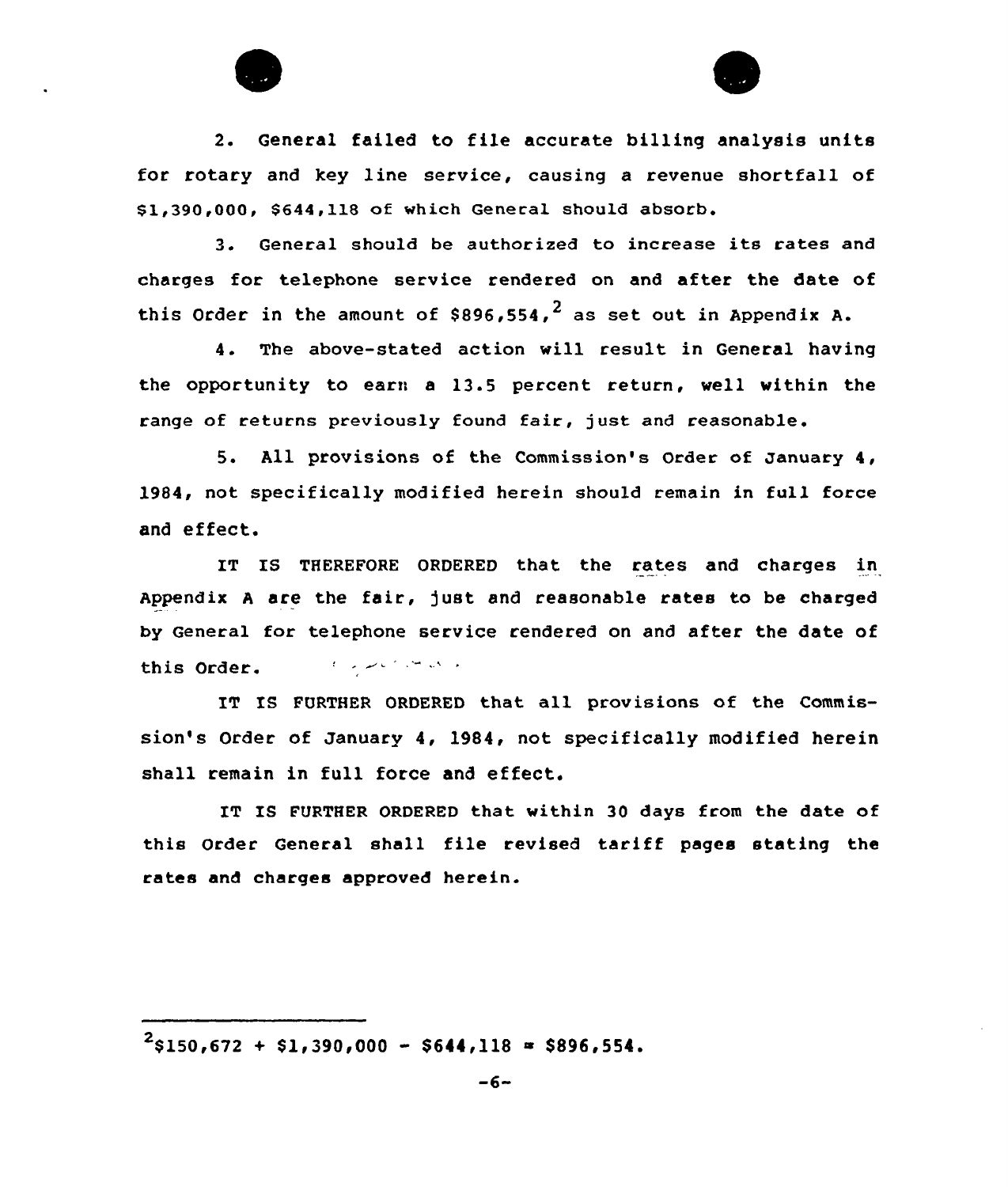2. General failed to file accurate billing analysis units for rotary and key line service, causing a revenue shortfall of $1,390,000, $644,118 of which General should absorb.

3. General should be authorized to increase its rates and charges for telephone service rendered on and after the date of this Order in the amount of $896,554,[2] as set out in Appendix A.

4. The above-stated action will result in General having the opportunity to earn a 13.5 percent return, well within the range of returns previously found fair, just and reasonable.

5. All provisions of the Commission's Order of January 4, 1984, not specifically modified herein should remain in full force and effect.

IT IS THEREFORE ORDERED that the rates and charges in Appendix A are the fair, just and reasonable rates to be charged by General for telephone service rendered on and after the date of this Order.

IT IS FURTHER ORDERED that all provisions of the Commission's Order of January 4, 1984, not specifically modified herein shall remain in full force and effect.

IT IS FURTHER ORDERED that within 30 days from the date of this Order General shall file revised tariff pages stating the rates and charges approved herein.

---

[2] $150,672 + $1,390,000 - $644,118 = $896,554.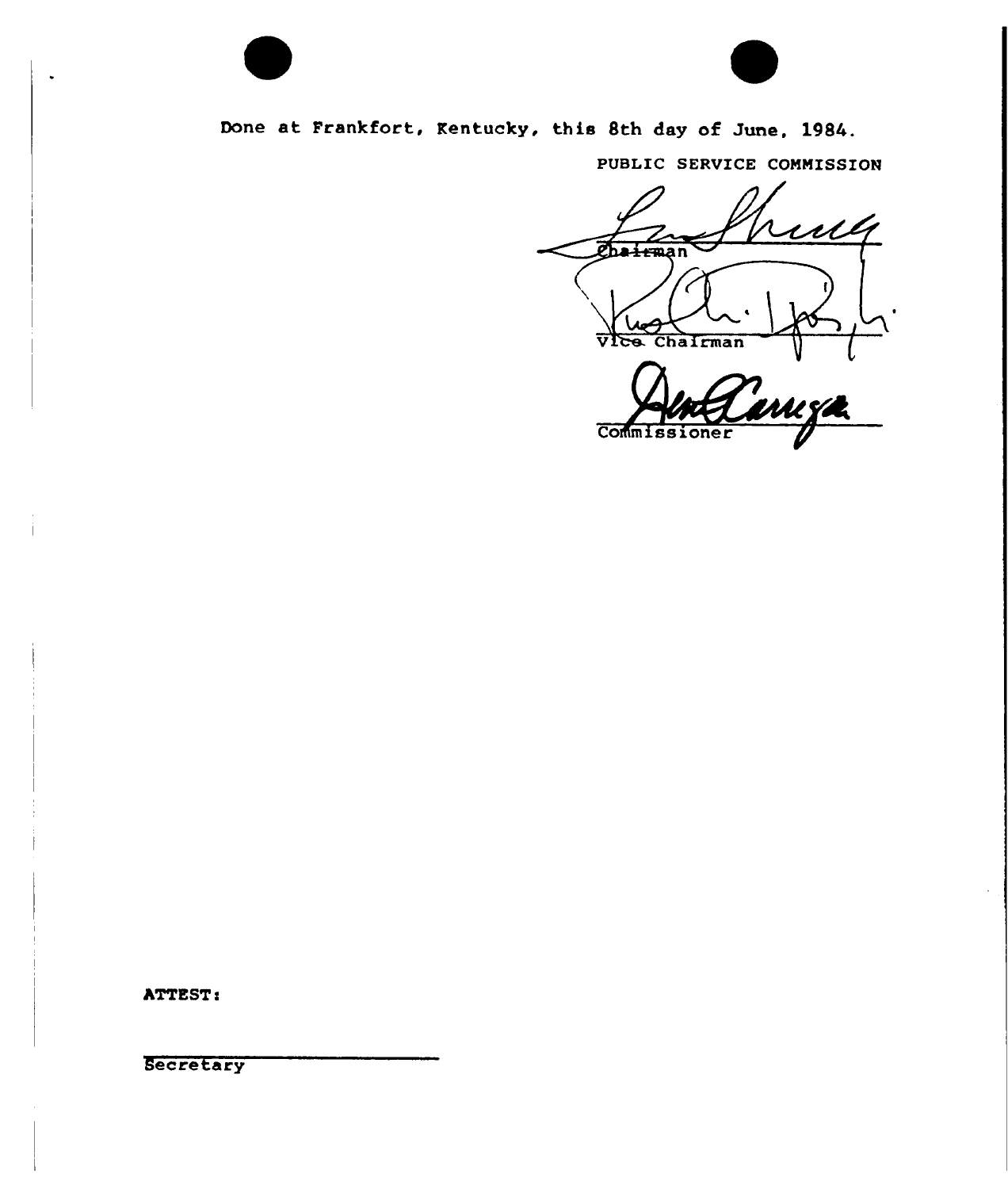Done at Frankfort, Kentucky, this 8th day of June, 1984.

PUBLIC SERVICE COMMISSION

Chairman

Vice Chairman

Commissioner

ATTEST:

Secretary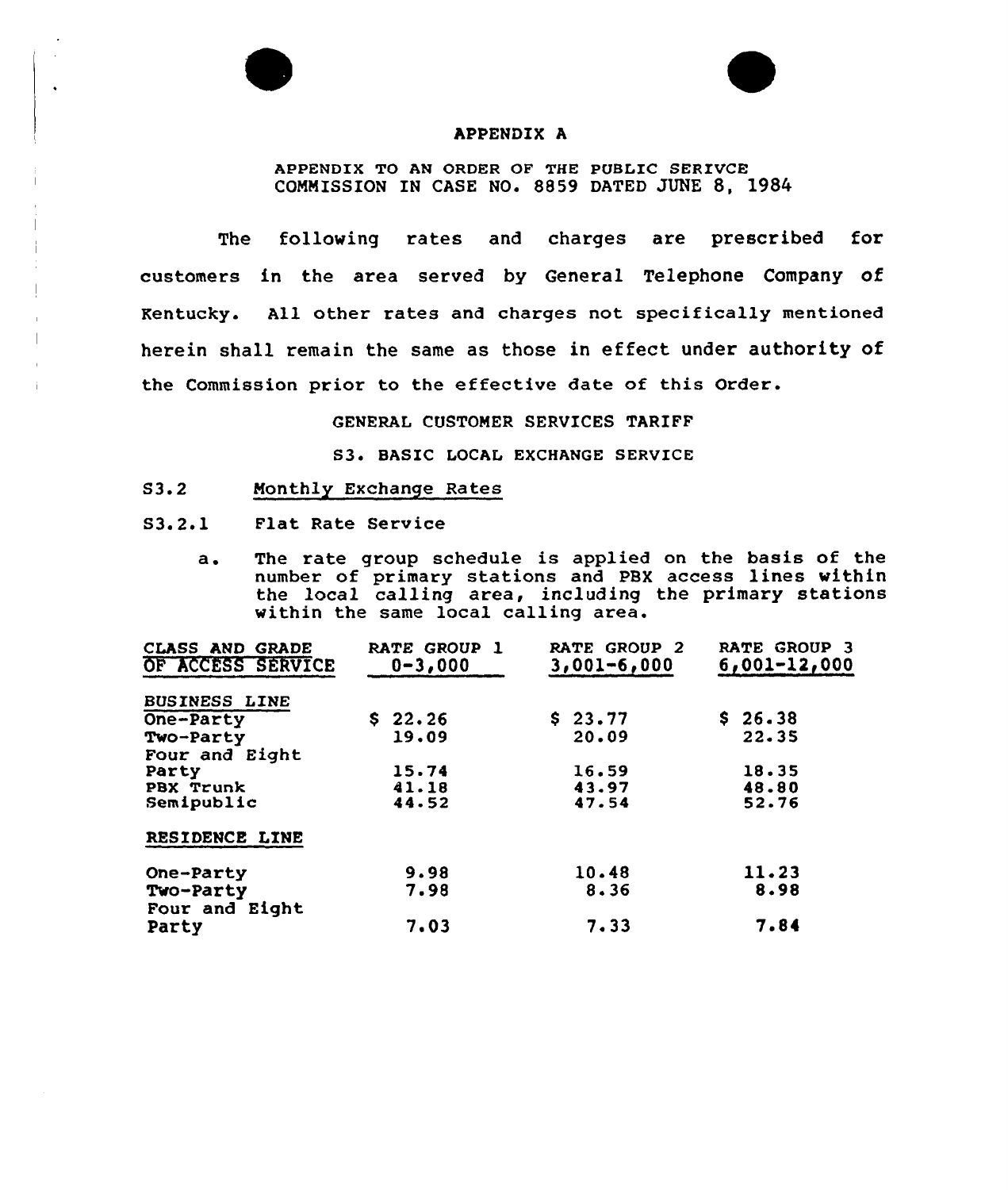# APPENDIX A

APPENDIX TO AN ORDER OF THE PUBLIC SERIVCE COMMISSION IN CASE NO. 8859 DATED JUNE 8, 1984

The following rates and charges are prescribed for customers in the area served by General Telephone Company of Kentucky. All other rates and charges not specifically mentioned herein shall remain the same as those in effect under authority of the Commission prior to the effective date of this Order.

## GENERAL CUSTOMER SERVICES TARIFF

### S3. BASIC LOCAL EXCHANGE SERVICE

S3.2 Monthly Exchange Rates

S3.2.1 Flat Rate Service

a. The rate group schedule is applied on the basis of the number of primary stations and PBX access lines within the local calling area, including the primary stations within the same local calling area.

| CLASS AND GRADE OF ACCESS SERVICE | RATE GROUP 1 0-3,000 | RATE GROUP 2 3,001-6,000 | RATE GROUP 3 6,001-12,000 |
|---|---|---|---|
| BUSINESS LINE | | | |
| One-Party | $ 22.26 | $ 23.77 | $ 26.38 |
| Two-Party | 19.09 | 20.09 | 22.35 |
| Four and Eight Party | 15.74 | 16.59 | 18.35 |
| PBX Trunk | 41.18 | 43.97 | 48.80 |
| Semipublic | 44.52 | 47.54 | 52.76 |
| RESIDENCE LINE | | | |
| One-Party | 9.98 | 10.48 | 11.23 |
| Two-Party | 7.98 | 8.36 | 8.98 |
| Four and Eight Party | 7.03 | 7.33 | 7.84 |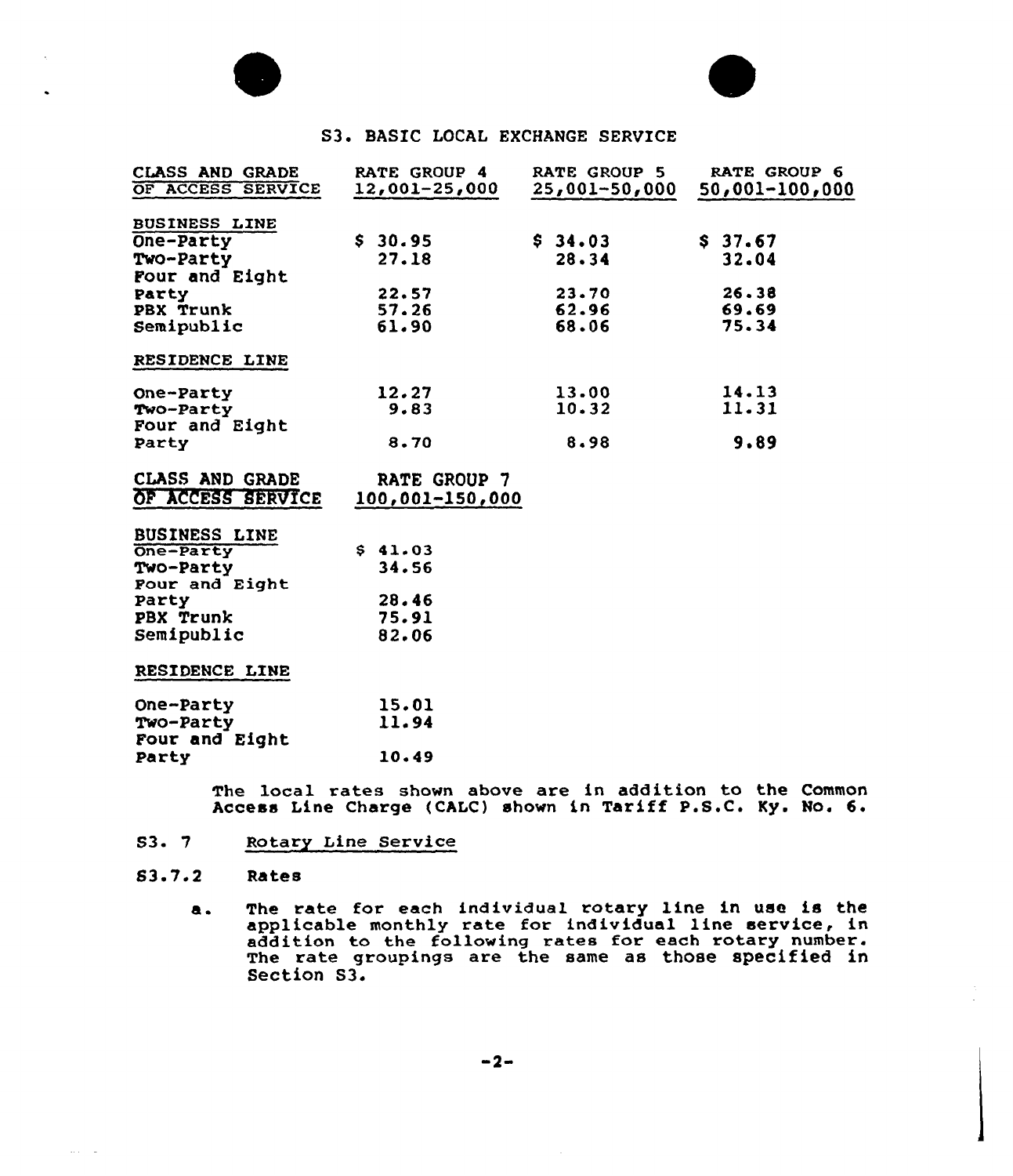## S3. BASIC LOCAL EXCHANGE SERVICE

| CLASS AND GRADE OF ACCESS SERVICE | RATE GROUP 4 12,001-25,000 | RATE GROUP 5 25,001-50,000 | RATE GROUP 6 50,001-100,000 |
|---|---|---|---|
| BUSINESS LINE | | | |
| One-Party | $ 30.95 | $ 34.03 | $ 37.67 |
| Two-Party | 27.18 | 28.34 | 32.04 |
| Four and Eight Party | 22.57 | 23.70 | 26.38 |
| PBX Trunk | 57.26 | 62.96 | 69.69 |
| Semipublic | 61.90 | 68.06 | 75.34 |
| RESIDENCE LINE | | | |
| One-Party | 12.27 | 13.00 | 14.13 |
| Two-Party | 9.83 | 10.32 | 11.31 |
| Four and Eight Party | 8.70 | 8.98 | 9.89 |

| CLASS AND GRADE OF ACCESS SERVICE | RATE GROUP 7 100,001-150,000 |
|---|---|
| BUSINESS LINE | |
| One-Party | $ 41.03 |
| Two-Party | 34.56 |
| Four and Eight Party | 28.46 |
| PBX Trunk | 75.91 |
| Semipublic | 82.06 |
| RESIDENCE LINE | |
| One-Party | 15.01 |
| Two-Party | 11.94 |
| Four and Eight Party | 10.49 |

The local rates shown above are in addition to the Common Access Line Charge (CALC) shown in Tariff P.S.C. Ky. No. 6.

S3. 7 Rotary Line Service

S3.7.2 Rates

a. The rate for each individual rotary line in use is the applicable monthly rate for individual line service, in addition to the following rates for each rotary number. The rate groupings are the same as those specified in Section S3.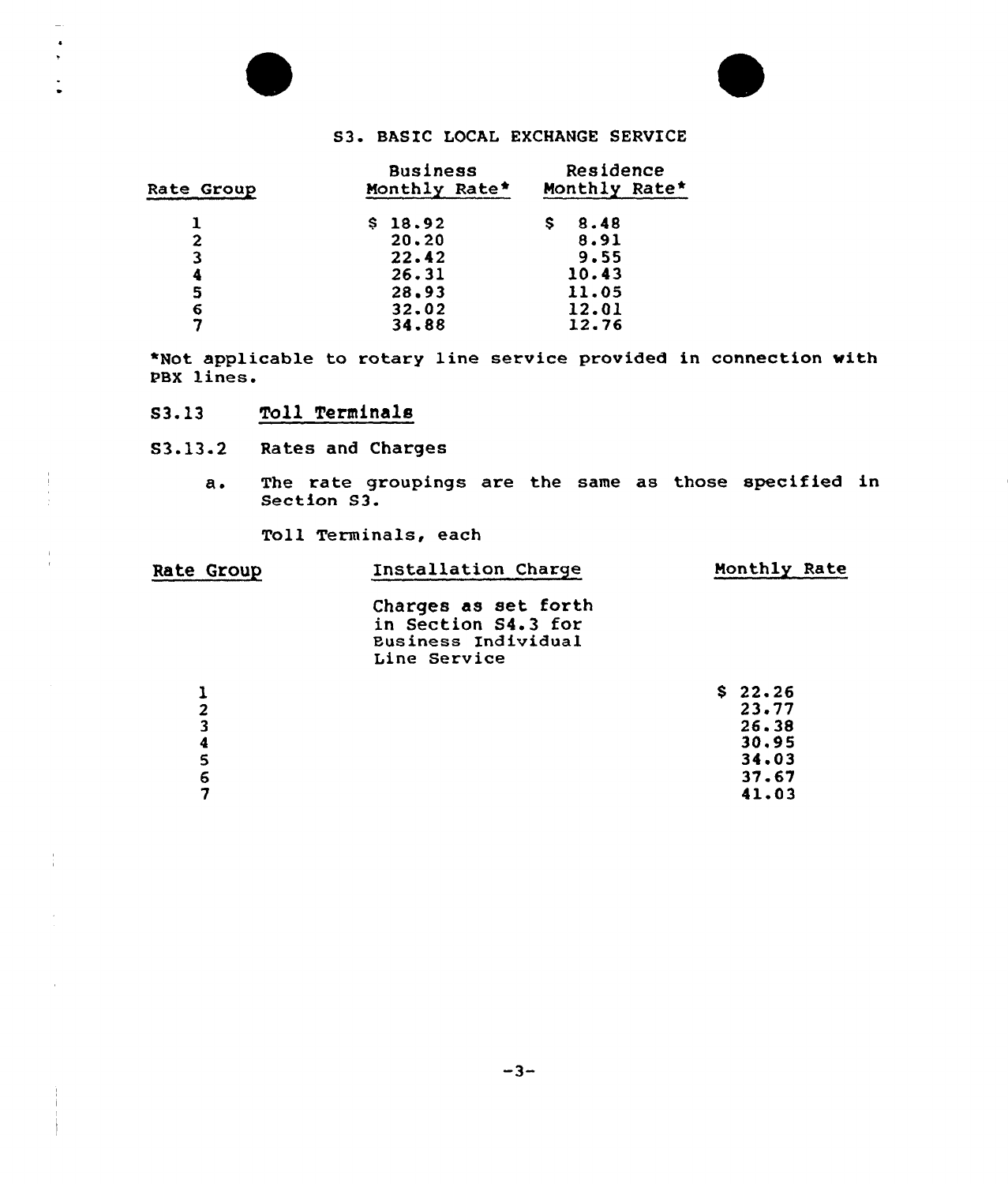## S3. BASIC LOCAL EXCHANGE SERVICE

| Rate Group | Business Monthly Rate* | Residence Monthly Rate* |
|---|---|---|
| 1 | $ 18.92 | $ 8.48 |
| 2 | 20.20 | 8.91 |
| 3 | 22.42 | 9.55 |
| 4 | 26.31 | 10.43 |
| 5 | 28.93 | 11.05 |
| 6 | 32.02 | 12.01 |
| 7 | 34.88 | 12.76 |

*Not applicable to rotary line service provided in connection with PBX lines.

S3.13 **Toll Terminals**

S3.13.2 Rates and Charges

a. The rate groupings are the same as those specified in Section S3.

Toll Terminals, each

| Rate Group | Installation Charge | Monthly Rate |
|---|---|---|
| | Charges as set forth in Section S4.3 for Business Individual Line Service | |
| 1 | | $ 22.26 |
| 2 | | 23.77 |
| 3 | | 26.38 |
| 4 | | 30.95 |
| 5 | | 34.03 |
| 6 | | 37.67 |
| 7 | | 41.03 |